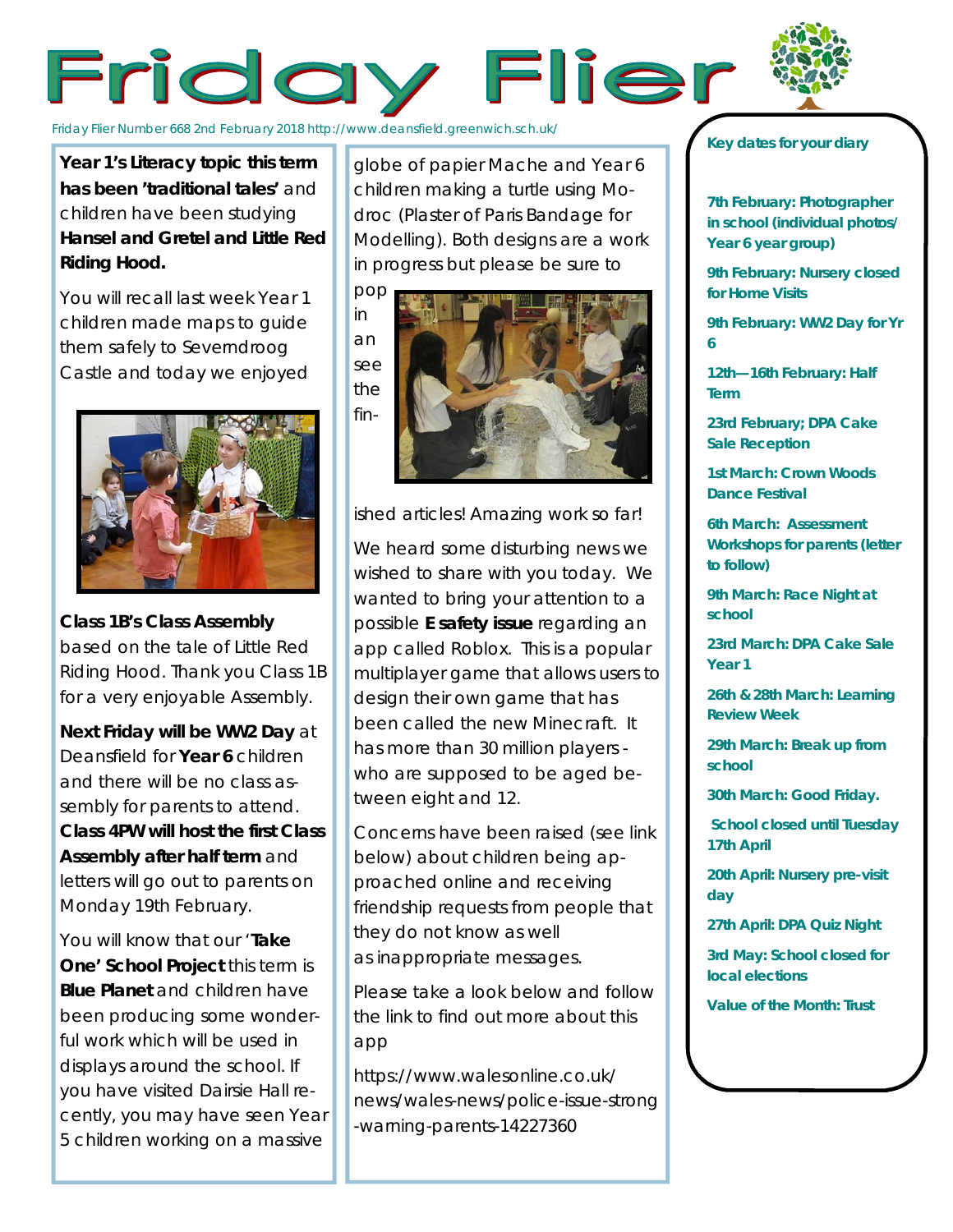# Friday Flier

Friday Flier Number 668 2nd February 2018 http://www.deansfield.greenwich.sch.uk/

**Year 1's Literacy topic this term has been 'traditional tales'** and children have been studying **Hansel and Gretel and Little Red Riding Hood.**

You will recall last week Year 1 children made maps to guide them safely to Severndroog Castle and today we enjoyed **Class 1B's Class Assembly** based on the tale of Little Red Riding Hood. Thank you Class 1B for a very enjoyable Assembly.

**Next Friday will be WW2 Day** at Deansfield for **Year 6** children and there will be no class assembly for parents to attend. **Class 4PW will host the first Class Assembly after half term** and letters will go out to parents on Monday 19th February.

You will know that our '**Take One' School Project** this term is **Blue Planet** and children have been producing some wonderful work which will be used in displays around the school. If you have visited Dairsie Hall recently, you may have seen Year 5 children working on a massive globe of papier Mache and Year 6 children making a turtle using Modroc (Plaster of Paris Bandage for Modelling). Both designs are a work in progress but please be sure to pop in an see the finished articles! Amazing work so far!

We heard some disturbing news we wished to share with you today. We wanted to bring your attention to a possible **E safety issue** regarding an app called Roblox. This is a popular multiplayer game that allows users to design their own game that has been called the new Minecraft. It has more than 30 million players - who are supposed to be aged between eight and 12.

Concerns have been raised (see link below) about children being approached online and receiving friendship requests from people that they do not know as well as inappropriate messages.

Please take a look below and follow the link to find out more about this app

https://www.walesonline.co.uk/news/wales-news/police-issue-strong-warning-parents-14227360

## Key dates for your diary

**7th February: Photographer in school (individual photos/ Year 6 year group)**

**9th February: Nursery closed for Home Visits**

**9th February: WW2 Day for Yr 6**

**12th—16th February: Half Term**

**23rd February; DPA Cake Sale Reception**

**1st March: Crown Woods Dance Festival**

**6th March: Assessment Workshops for parents (letter to follow)**

**9th March: Race Night at school**

**23rd March: DPA Cake Sale Year 1**

**26th & 28th March: Learning Review Week**

**29th March: Break up from school**

**30th March: Good Friday.**

**School closed until Tuesday 17th April**

**20th April: Nursery pre-visit day**

**27th April: DPA Quiz Night**

**3rd May: School closed for local elections**

**Value of the Month: Trust**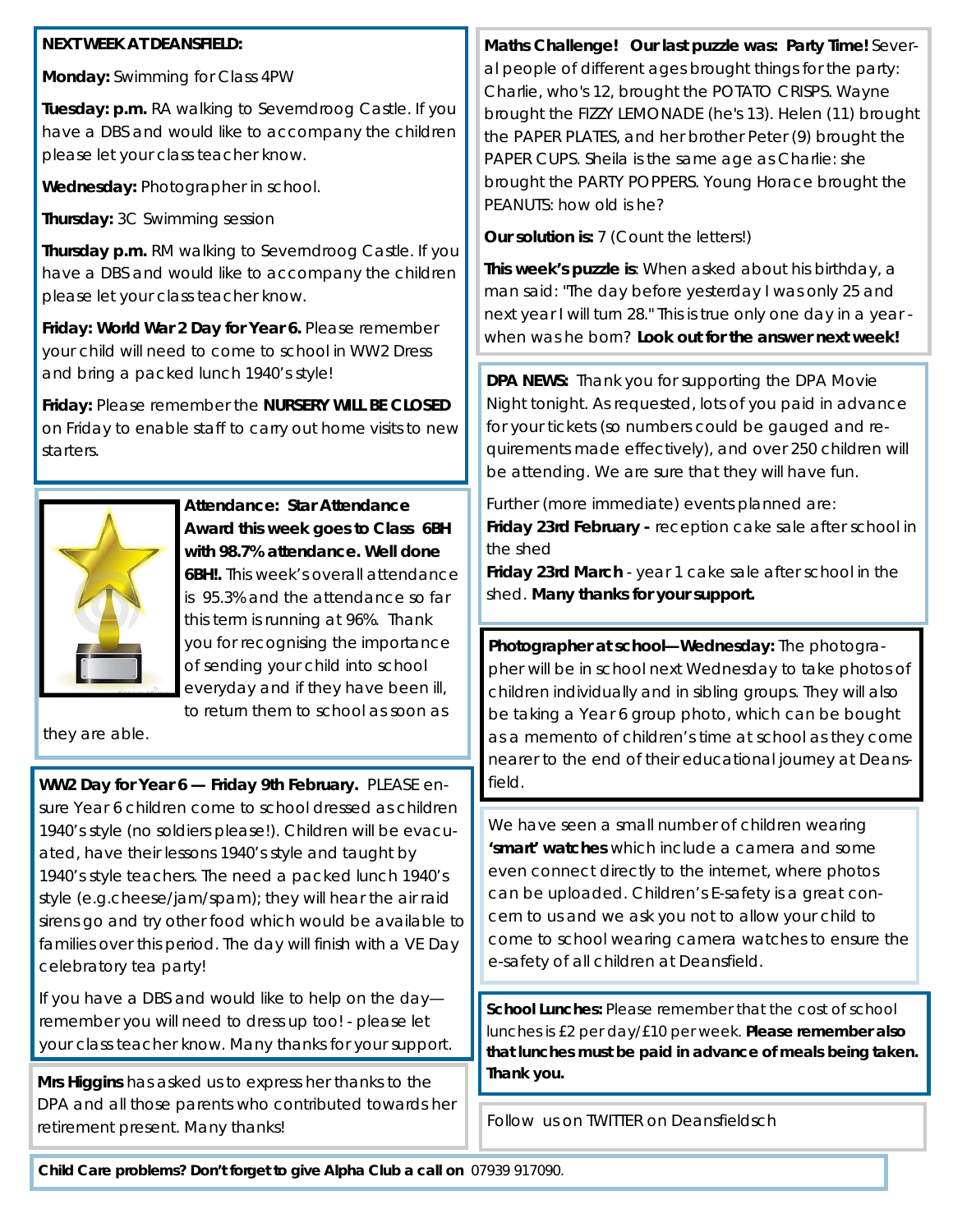**NEXT WEEK AT DEANSFIELD:**

**Monday:** Swimming for Class 4PW

**Tuesday: p.m.** RA walking to Severndroog Castle. If you have a DBS and would like to accompany the children please let your class teacher know.

**Wednesday:** Photographer in school.

**Thursday:** 3C Swimming session

**Thursday p.m.** RM walking to Severndroog Castle. If you have a DBS and would like to accompany the children please let your class teacher know.

**Friday: World War 2 Day for Year 6.** Please remember your child will need to come to school in WW2 Dress and bring a packed lunch 1940's style!

**Friday:** Please remember the **NURSERY WILL BE CLOSED** on Friday to enable staff to carry out home visits to new starters.

**Attendance: Star Attendance Award this week goes to Class 6BH with 98.7% attendance. Well done 6BH!.** This week's overall attendance is 95.3% and the attendance so far this term is running at 96%. Thank you for recognising the importance of sending your child into school everyday and if they have been ill, to return them to school as soon as they are able.

**WW2 Day for Year 6 — Friday 9th February.** PLEASE ensure Year 6 children come to school dressed as children 1940's style (no soldiers please!). Children will be evacuated, have their lessons 1940's style and taught by 1940's style teachers. The need a packed lunch 1940's style (e.g.cheese/jam/spam); they will hear the air raid sirens go and try other food which would be available to families over this period. The day will finish with a VE Day celebratory tea party!

If you have a DBS and would like to help on the day—remember you will need to dress up too! - please let your class teacher know. Many thanks for your support.

**Mrs Higgins** has asked us to express her thanks to the DPA and all those parents who contributed towards her retirement present. Many thanks!

**Maths Challenge! Our last puzzle was: Party Time!** Several people of different ages brought things for the party: Charlie, who's 12, brought the POTATO CRISPS. Wayne brought the FIZZY LEMONADE (he's 13). Helen (11) brought the PAPER PLATES, and her brother Peter (9) brought the PAPER CUPS. Sheila is the same age as Charlie: she brought the PARTY POPPERS. Young Horace brought the PEANUTS: how old is he?

**Our solution is:** 7 (Count the letters!)

**This week's puzzle is**: When asked about his birthday, a man said: "The day before yesterday I was only 25 and next year I will turn 28." This is true only one day in a year - when was he born? **Look out for the answer next week!**

**DPA NEWS:** Thank you for supporting the DPA Movie Night tonight. As requested, lots of you paid in advance for your tickets (so numbers could be gauged and requirements made effectively), and over 250 children will be attending. We are sure that they will have fun.

Further (more immediate) events planned are:

**Friday 23rd February -** reception cake sale after school in the shed

**Friday 23rd March** - year 1 cake sale after school in the shed. **Many thanks for your support.**

**Photographer at school—Wednesday:** The photographer will be in school next Wednesday to take photos of children individually and in sibling groups. They will also be taking a Year 6 group photo, which can be bought as a memento of children's time at school as they come nearer to the end of their educational journey at Deansfield.

We have seen a small number of children wearing **'smart' watches** which include a camera and some even connect directly to the internet, where photos can be uploaded. Children's E-safety is a great concern to us and we ask you not to allow your child to come to school wearing camera watches to ensure the e-safety of all children at Deansfield.

**School Lunches:** Please remember that the cost of school lunches is £2 per day/£10 per week. **Please remember also that lunches must be paid in advance of meals being taken. Thank you.**

Follow us on TWITTER on Deansfieldsch

**Child Care problems? Don't forget to give Alpha Club a call on** 07939 917090.